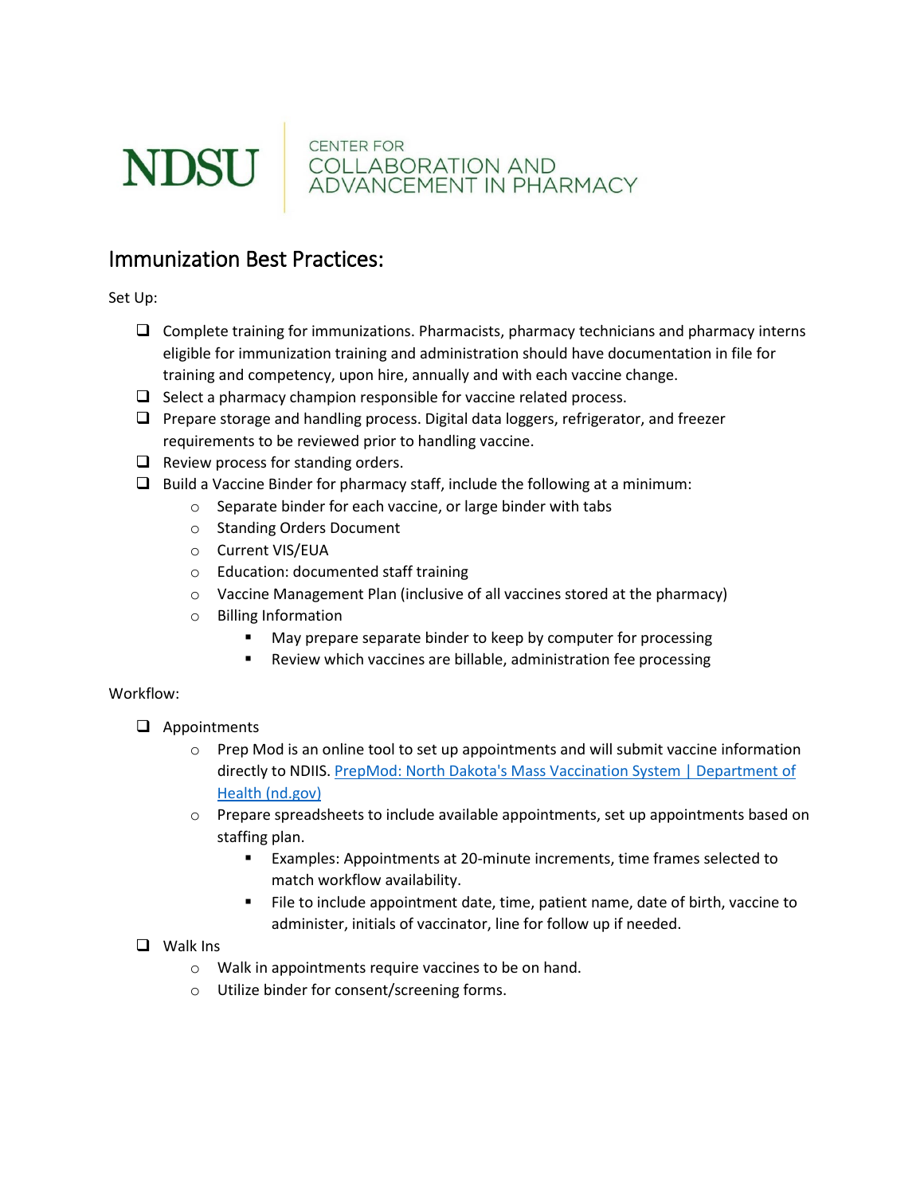NDSU | CENTER FOR COLLABORATION AND ADVANCEMENT IN PHARMACY

# Immunization Best Practices:

Set Up:

- [ ] Complete training for immunizations. Pharmacists, pharmacy technicians and pharmacy interns eligible for immunization training and administration should have documentation in file for training and competency, upon hire, annually and with each vaccine change.
- [ ] Select a pharmacy champion responsible for vaccine related process.
- [ ] Prepare storage and handling process. Digital data loggers, refrigerator, and freezer requirements to be reviewed prior to handling vaccine.
- [ ] Review process for standing orders.
- [ ] Build a Vaccine Binder for pharmacy staff, include the following at a minimum:
  - Separate binder for each vaccine, or large binder with tabs
  - Standing Orders Document
  - Current VIS/EUA
  - Education: documented staff training
  - Vaccine Management Plan (inclusive of all vaccines stored at the pharmacy)
  - Billing Information
    - May prepare separate binder to keep by computer for processing
    - Review which vaccines are billable, administration fee processing

Workflow:

- [ ] Appointments
  - Prep Mod is an online tool to set up appointments and will submit vaccine information directly to NDIIS. [PrepMod: North Dakota's Mass Vaccination System | Department of Health (nd.gov)]()
  - Prepare spreadsheets to include available appointments, set up appointments based on staffing plan.
    - Examples: Appointments at 20-minute increments, time frames selected to match workflow availability.
    - File to include appointment date, time, patient name, date of birth, vaccine to administer, initials of vaccinator, line for follow up if needed.
- [ ] Walk Ins
  - Walk in appointments require vaccines to be on hand.
  - Utilize binder for consent/screening forms.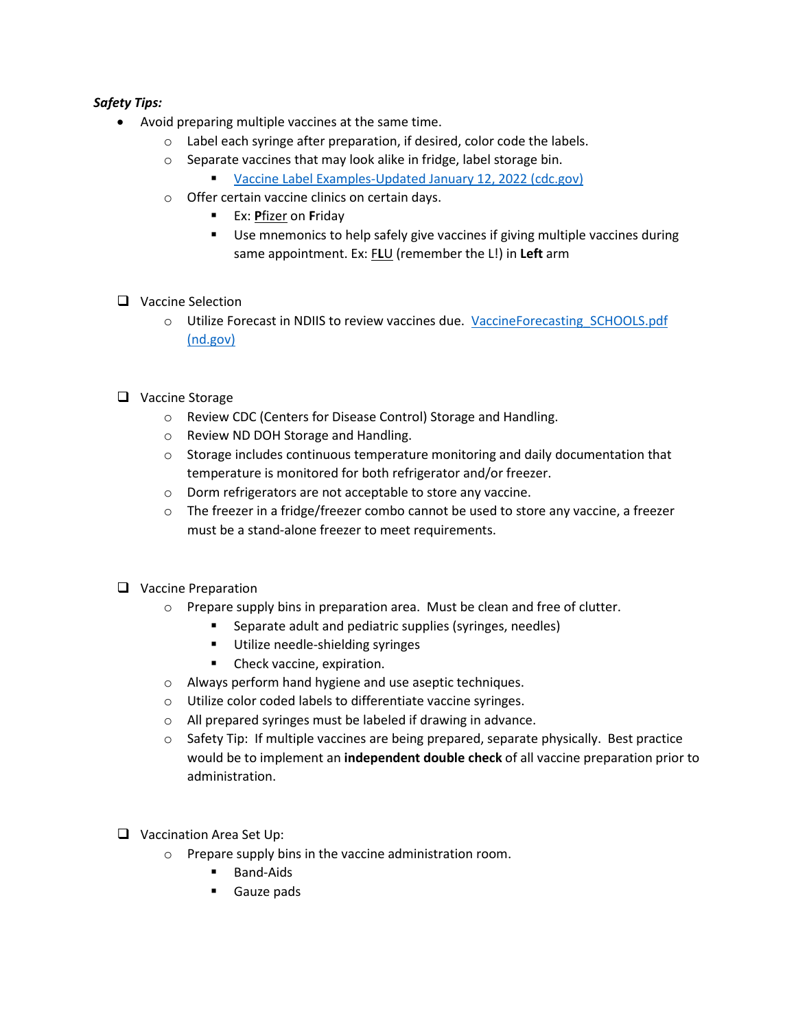***Safety Tips:***

- Avoid preparing multiple vaccines at the same time.
  - Label each syringe after preparation, if desired, color code the labels.
  - Separate vaccines that may look alike in fridge, label storage bin.
    - [Vaccine Label Examples-Updated January 12, 2022 (cdc.gov)]()
  - Offer certain vaccine clinics on certain days.
    - Ex: <u>**P**fizer</u> on **F**riday
    - Use mnemonics to help safely give vaccines if giving multiple vaccines during same appointment. Ex: <u>FLU</u> (remember the L!) in **Left** arm

- [ ] Vaccine Selection
  - Utilize Forecast in NDIIS to review vaccines due. [VaccineForecasting_SCHOOLS.pdf (nd.gov)]()

- [ ] Vaccine Storage
  - Review CDC (Centers for Disease Control) Storage and Handling.
  - Review ND DOH Storage and Handling.
  - Storage includes continuous temperature monitoring and daily documentation that temperature is monitored for both refrigerator and/or freezer.
  - Dorm refrigerators are not acceptable to store any vaccine.
  - The freezer in a fridge/freezer combo cannot be used to store any vaccine, a freezer must be a stand-alone freezer to meet requirements.

- [ ] Vaccine Preparation
  - Prepare supply bins in preparation area. Must be clean and free of clutter.
    - Separate adult and pediatric supplies (syringes, needles)
    - Utilize needle-shielding syringes
    - Check vaccine, expiration.
  - Always perform hand hygiene and use aseptic techniques.
  - Utilize color coded labels to differentiate vaccine syringes.
  - All prepared syringes must be labeled if drawing in advance.
  - Safety Tip: If multiple vaccines are being prepared, separate physically. Best practice would be to implement an **independent double check** of all vaccine preparation prior to administration.

- [ ] Vaccination Area Set Up:
  - Prepare supply bins in the vaccine administration room.
    - Band-Aids
    - Gauze pads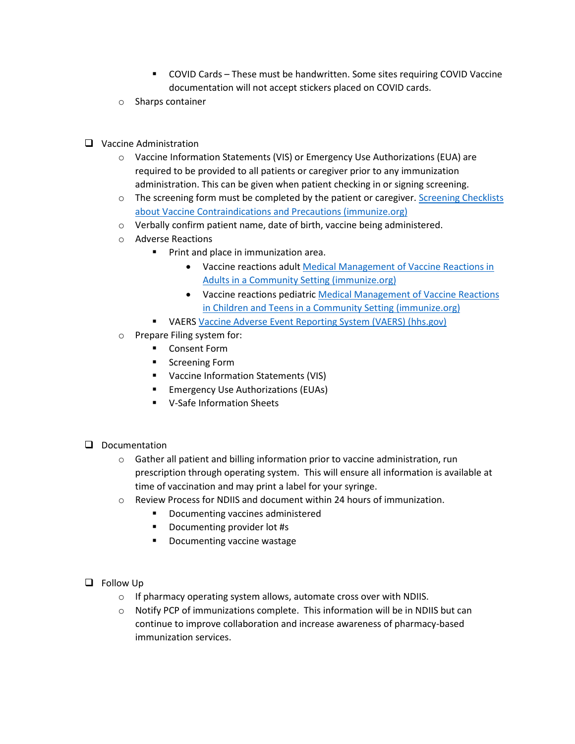- COVID Cards – These must be handwritten. Some sites requiring COVID Vaccine documentation will not accept stickers placed on COVID cards.
  - Sharps container

- [ ] Vaccine Administration
  - Vaccine Information Statements (VIS) or Emergency Use Authorizations (EUA) are required to be provided to all patients or caregiver prior to any immunization administration. This can be given when patient checking in or signing screening.
  - The screening form must be completed by the patient or caregiver. [Screening Checklists about Vaccine Contraindications and Precautions (immunize.org)]
  - Verbally confirm patient name, date of birth, vaccine being administered.
  - Adverse Reactions
    - Print and place in immunization area.
      - Vaccine reactions adult [Medical Management of Vaccine Reactions in Adults in a Community Setting (immunize.org)]
      - Vaccine reactions pediatric [Medical Management of Vaccine Reactions in Children and Teens in a Community Setting (immunize.org)]
    - VAERS [Vaccine Adverse Event Reporting System (VAERS) (hhs.gov)]
  - Prepare Filing system for:
    - Consent Form
    - Screening Form
    - Vaccine Information Statements (VIS)
    - Emergency Use Authorizations (EUAs)
    - V-Safe Information Sheets

- [ ] Documentation
  - Gather all patient and billing information prior to vaccine administration, run prescription through operating system. This will ensure all information is available at time of vaccination and may print a label for your syringe.
  - Review Process for NDIIS and document within 24 hours of immunization.
    - Documenting vaccines administered
    - Documenting provider lot #s
    - Documenting vaccine wastage

- [ ] Follow Up
  - If pharmacy operating system allows, automate cross over with NDIIS.
  - Notify PCP of immunizations complete. This information will be in NDIIS but can continue to improve collaboration and increase awareness of pharmacy-based immunization services.